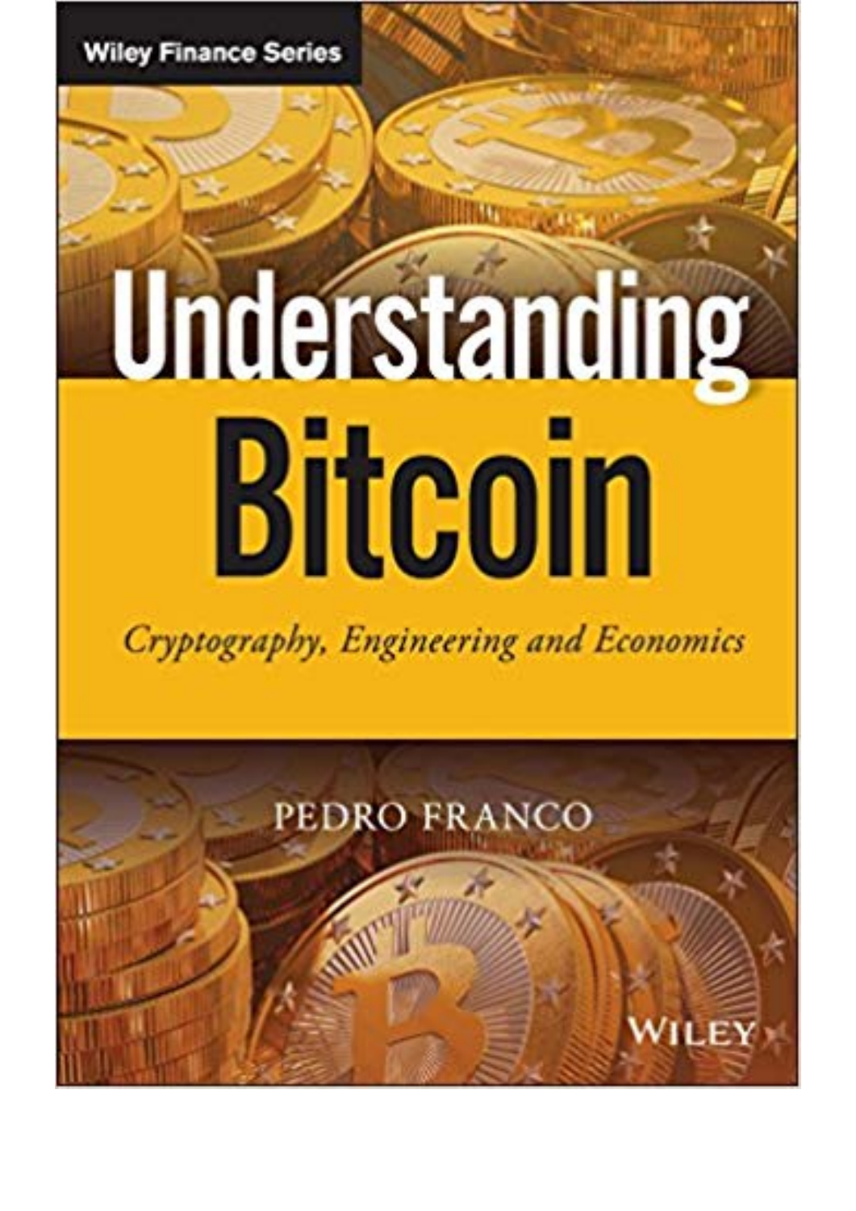Wiley Finance Series

# Understanding Bitcoin

*Cryptography, Engineering and Economics*

PEDRO FRANCO

WILEY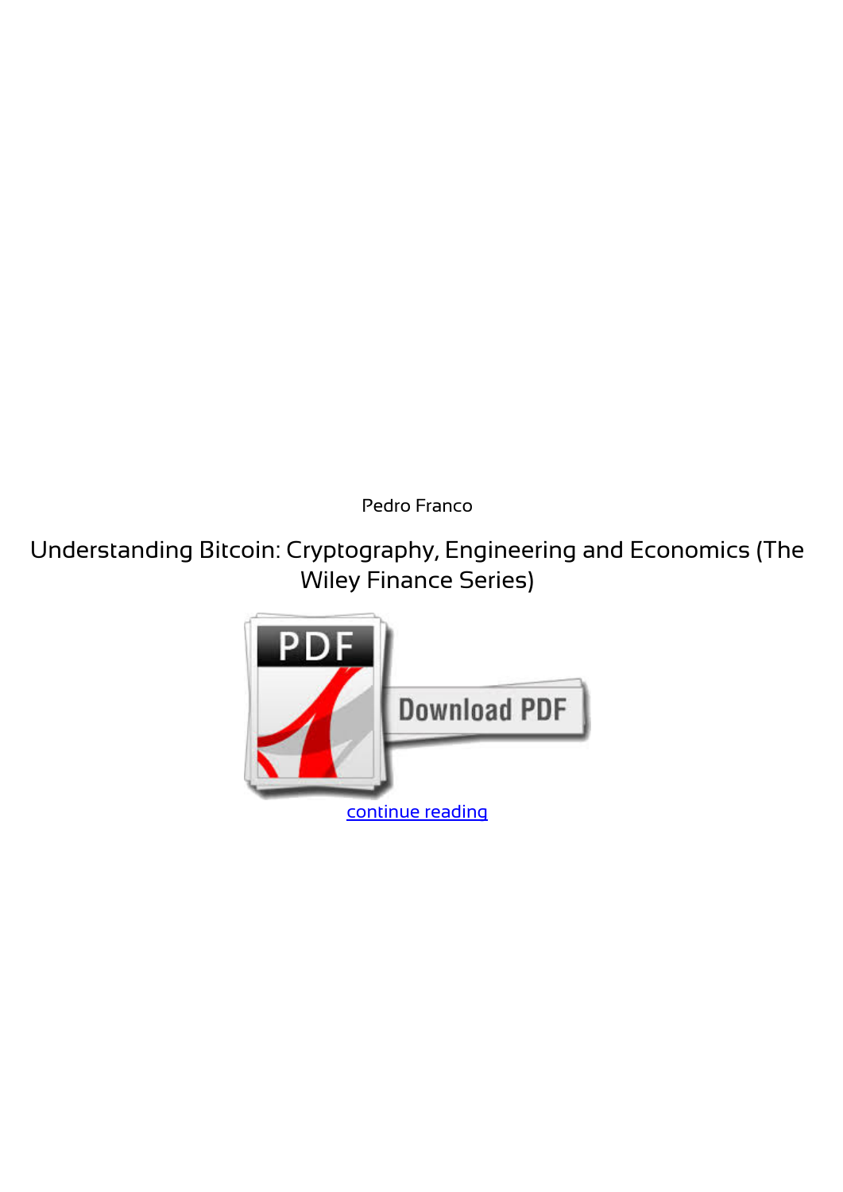Pedro Franco

Understanding Bitcoin: Cryptography, Engineering and Economics (The Wiley Finance Series)

continue reading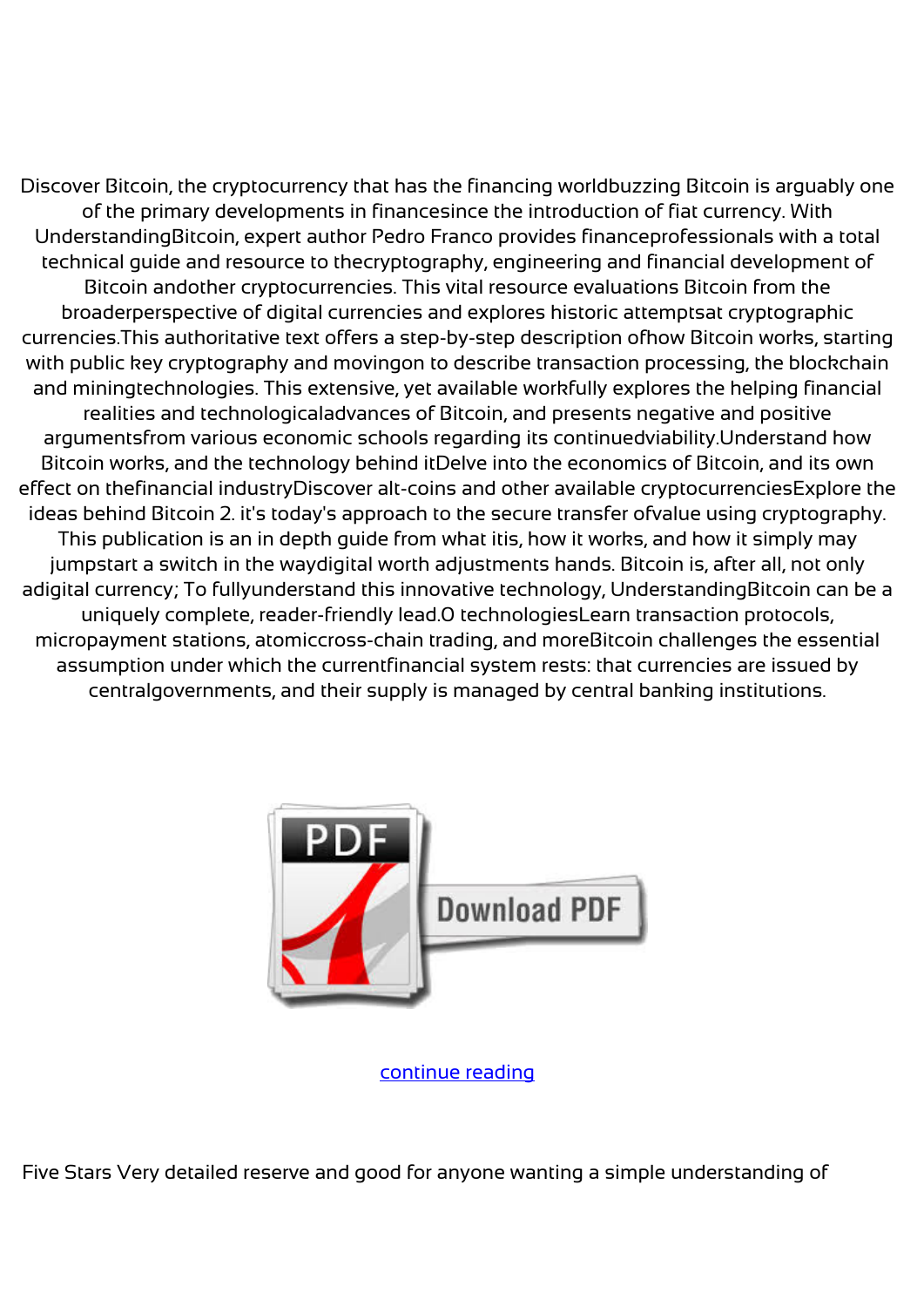Discover Bitcoin, the cryptocurrency that has the financing worldbuzzing Bitcoin is arguably one of the primary developments in financesince the introduction of fiat currency. With UnderstandingBitcoin, expert author Pedro Franco provides financeprofessionals with a total technical guide and resource to thecryptography, engineering and financial development of Bitcoin andother cryptocurrencies. This vital resource evaluations Bitcoin from the broaderperspective of digital currencies and explores historic attemptsat cryptographic currencies.This authoritative text offers a step-by-step description ofhow Bitcoin works, starting with public key cryptography and movingon to describe transaction processing, the blockchain and miningtechnologies. This extensive, yet available workfully explores the helping financial realities and technologicaladvances of Bitcoin, and presents negative and positive argumentsfrom various economic schools regarding its continuedviability.Understand how Bitcoin works, and the technology behind itDelve into the economics of Bitcoin, and its own effect on thefinancial industryDiscover alt-coins and other available cryptocurrenciesExplore the ideas behind Bitcoin 2. it's today's approach to the secure transfer ofvalue using cryptography. This publication is an in depth guide from what itis, how it works, and how it simply may jumpstart a switch in the waydigital worth adjustments hands. Bitcoin is, after all, not only adigital currency; To fullyunderstand this innovative technology, UnderstandingBitcoin can be a uniquely complete, reader-friendly lead.0 technologiesLearn transaction protocols, micropayment stations, atomiccross-chain trading, and moreBitcoin challenges the essential assumption under which the currentfinancial system rests: that currencies are issued by centralgovernments, and their supply is managed by central banking institutions.

PDF Download PDF

continue reading

Five Stars Very detailed reserve and good for anyone wanting a simple understanding of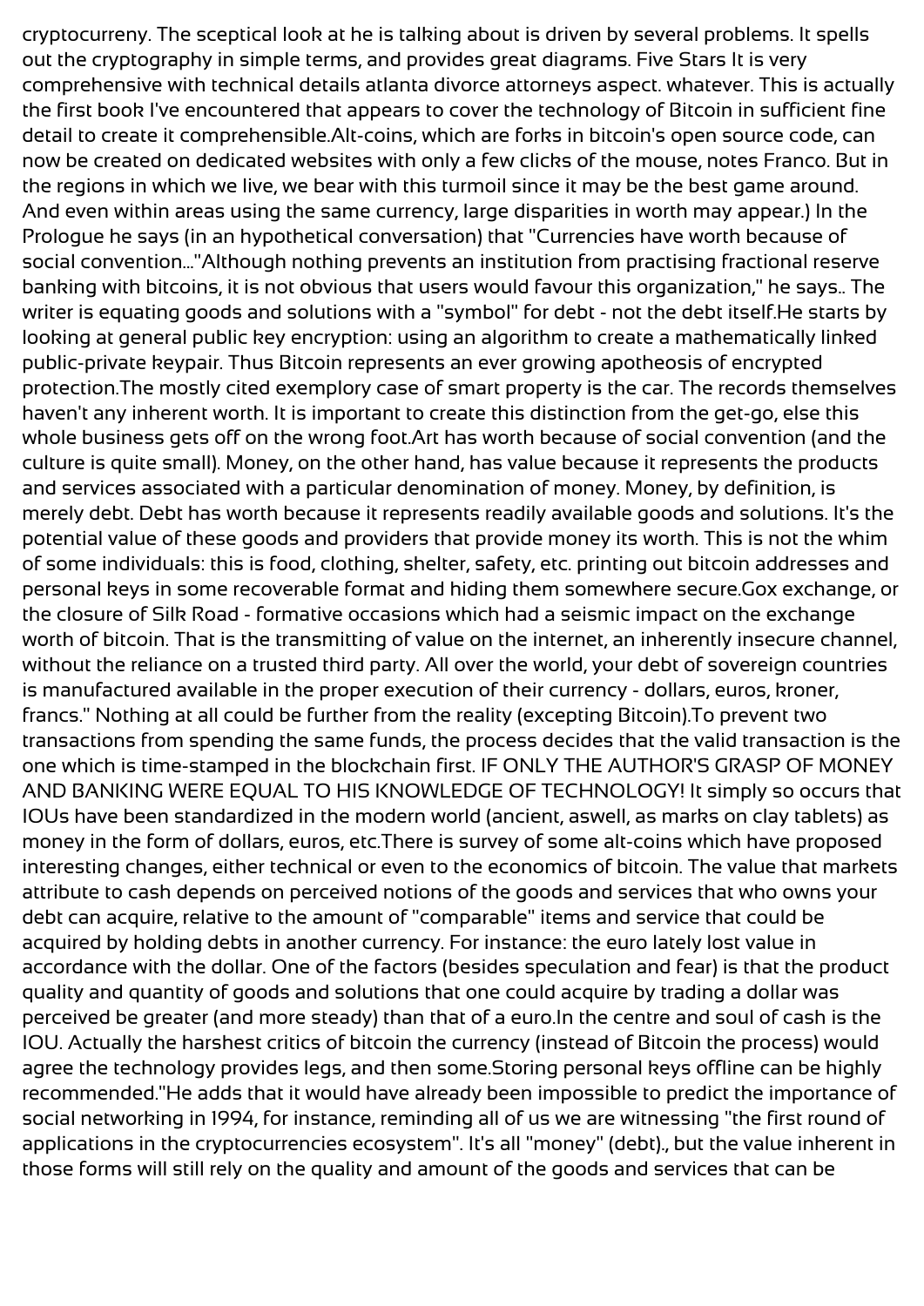cryptocurreny. The sceptical look at he is talking about is driven by several problems. It spells out the cryptography in simple terms, and provides great diagrams. Five Stars It is very comprehensive with technical details atlanta divorce attorneys aspect. whatever. This is actually the first book I've encountered that appears to cover the technology of Bitcoin in sufficient fine detail to create it comprehensible.Alt-coins, which are forks in bitcoin's open source code, can now be created on dedicated websites with only a few clicks of the mouse, notes Franco. But in the regions in which we live, we bear with this turmoil since it may be the best game around. And even within areas using the same currency, large disparities in worth may appear.) In the Prologue he says (in an hypothetical conversation) that "Currencies have worth because of social convention..."Although nothing prevents an institution from practising fractional reserve banking with bitcoins, it is not obvious that users would favour this organization," he says.. The writer is equating goods and solutions with a "symbol" for debt - not the debt itself.He starts by looking at general public key encryption: using an algorithm to create a mathematically linked public-private keypair. Thus Bitcoin represents an ever growing apotheosis of encrypted protection.The mostly cited exemplory case of smart property is the car. The records themselves haven't any inherent worth. It is important to create this distinction from the get-go, else this whole business gets off on the wrong foot.Art has worth because of social convention (and the culture is quite small). Money, on the other hand, has value because it represents the products and services associated with a particular denomination of money. Money, by definition, is merely debt. Debt has worth because it represents readily available goods and solutions. It's the potential value of these goods and providers that provide money its worth. This is not the whim of some individuals: this is food, clothing, shelter, safety, etc. printing out bitcoin addresses and personal keys in some recoverable format and hiding them somewhere secure.Gox exchange, or the closure of Silk Road - formative occasions which had a seismic impact on the exchange worth of bitcoin. That is the transmitting of value on the internet, an inherently insecure channel, without the reliance on a trusted third party. All over the world, your debt of sovereign countries is manufactured available in the proper execution of their currency - dollars, euros, kroner, francs." Nothing at all could be further from the reality (excepting Bitcoin).To prevent two transactions from spending the same funds, the process decides that the valid transaction is the one which is time-stamped in the blockchain first. IF ONLY THE AUTHOR'S GRASP OF MONEY AND BANKING WERE EQUAL TO HIS KNOWLEDGE OF TECHNOLOGY! It simply so occurs that IOUs have been standardized in the modern world (ancient, aswell, as marks on clay tablets) as money in the form of dollars, euros, etc.There is survey of some alt-coins which have proposed interesting changes, either technical or even to the economics of bitcoin. The value that markets attribute to cash depends on perceived notions of the goods and services that who owns your debt can acquire, relative to the amount of "comparable" items and service that could be acquired by holding debts in another currency. For instance: the euro lately lost value in accordance with the dollar. One of the factors (besides speculation and fear) is that the product quality and quantity of goods and solutions that one could acquire by trading a dollar was perceived be greater (and more steady) than that of a euro.In the centre and soul of cash is the IOU. Actually the harshest critics of bitcoin the currency (instead of Bitcoin the process) would agree the technology provides legs, and then some.Storing personal keys offline can be highly recommended."He adds that it would have already been impossible to predict the importance of social networking in 1994, for instance, reminding all of us we are witnessing "the first round of applications in the cryptocurrencies ecosystem". It's all "money" (debt)., but the value inherent in those forms will still rely on the quality and amount of the goods and services that can be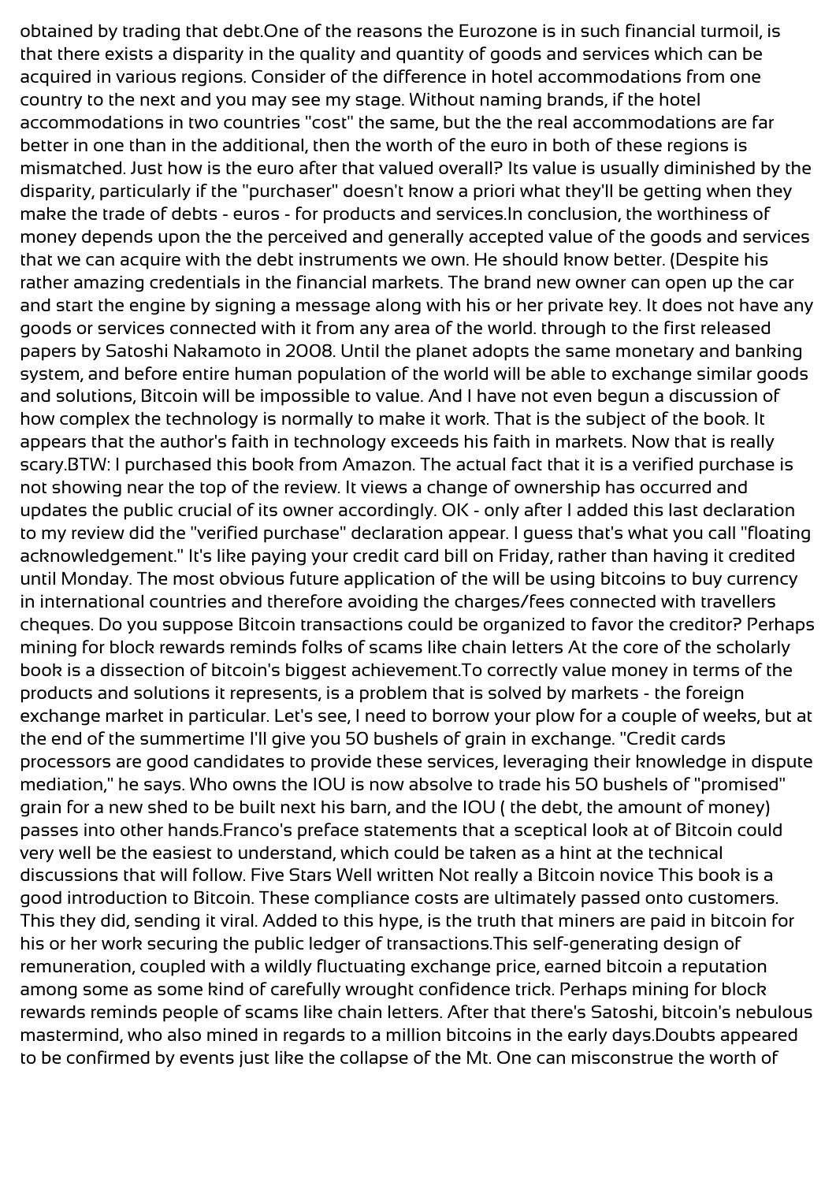obtained by trading that debt.One of the reasons the Eurozone is in such financial turmoil, is that there exists a disparity in the quality and quantity of goods and services which can be acquired in various regions. Consider of the difference in hotel accommodations from one country to the next and you may see my stage. Without naming brands, if the hotel accommodations in two countries "cost" the same, but the the real accommodations are far better in one than in the additional, then the worth of the euro in both of these regions is mismatched. Just how is the euro after that valued overall? Its value is usually diminished by the disparity, particularly if the "purchaser" doesn't know a priori what they'll be getting when they make the trade of debts - euros - for products and services.In conclusion, the worthiness of money depends upon the the perceived and generally accepted value of the goods and services that we can acquire with the debt instruments we own. He should know better. (Despite his rather amazing credentials in the financial markets. The brand new owner can open up the car and start the engine by signing a message along with his or her private key. It does not have any goods or services connected with it from any area of the world. through to the first released papers by Satoshi Nakamoto in 2008. Until the planet adopts the same monetary and banking system, and before entire human population of the world will be able to exchange similar goods and solutions, Bitcoin will be impossible to value. And I have not even begun a discussion of how complex the technology is normally to make it work. That is the subject of the book. It appears that the author's faith in technology exceeds his faith in markets. Now that is really scary.BTW: I purchased this book from Amazon. The actual fact that it is a verified purchase is not showing near the top of the review. It views a change of ownership has occurred and updates the public crucial of its owner accordingly. OK - only after I added this last declaration to my review did the "verified purchase" declaration appear. I guess that's what you call "floating acknowledgement." It's like paying your credit card bill on Friday, rather than having it credited until Monday. The most obvious future application of the will be using bitcoins to buy currency in international countries and therefore avoiding the charges/fees connected with travellers cheques. Do you suppose Bitcoin transactions could be organized to favor the creditor? Perhaps mining for block rewards reminds folks of scams like chain letters At the core of the scholarly book is a dissection of bitcoin's biggest achievement.To correctly value money in terms of the products and solutions it represents, is a problem that is solved by markets - the foreign exchange market in particular. Let's see, I need to borrow your plow for a couple of weeks, but at the end of the summertime I'll give you 50 bushels of grain in exchange. "Credit cards processors are good candidates to provide these services, leveraging their knowledge in dispute mediation," he says. Who owns the IOU is now absolve to trade his 50 bushels of "promised" grain for a new shed to be built next his barn, and the IOU ( the debt, the amount of money) passes into other hands.Franco's preface statements that a sceptical look at of Bitcoin could very well be the easiest to understand, which could be taken as a hint at the technical discussions that will follow. Five Stars Well written Not really a Bitcoin novice This book is a good introduction to Bitcoin. These compliance costs are ultimately passed onto customers. This they did, sending it viral. Added to this hype, is the truth that miners are paid in bitcoin for his or her work securing the public ledger of transactions.This self-generating design of remuneration, coupled with a wildly fluctuating exchange price, earned bitcoin a reputation among some as some kind of carefully wrought confidence trick. Perhaps mining for block rewards reminds people of scams like chain letters. After that there's Satoshi, bitcoin's nebulous mastermind, who also mined in regards to a million bitcoins in the early days.Doubts appeared to be confirmed by events just like the collapse of the Mt. One can misconstrue the worth of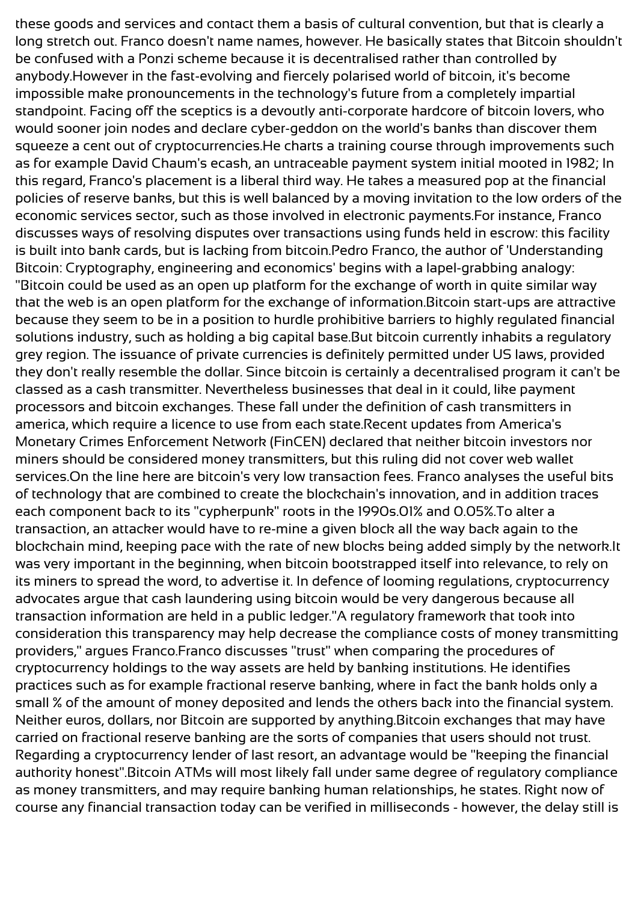these goods and services and contact them a basis of cultural convention, but that is clearly a long stretch out. Franco doesn't name names, however. He basically states that Bitcoin shouldn't be confused with a Ponzi scheme because it is decentralised rather than controlled by anybody.However in the fast-evolving and fiercely polarised world of bitcoin, it's become impossible make pronouncements in the technology's future from a completely impartial standpoint. Facing off the sceptics is a devoutly anti-corporate hardcore of bitcoin lovers, who would sooner join nodes and declare cyber-geddon on the world's banks than discover them squeeze a cent out of cryptocurrencies.He charts a training course through improvements such as for example David Chaum's ecash, an untraceable payment system initial mooted in 1982; In this regard, Franco's placement is a liberal third way. He takes a measured pop at the financial policies of reserve banks, but this is well balanced by a moving invitation to the low orders of the economic services sector, such as those involved in electronic payments.For instance, Franco discusses ways of resolving disputes over transactions using funds held in escrow: this facility is built into bank cards, but is lacking from bitcoin.Pedro Franco, the author of 'Understanding Bitcoin: Cryptography, engineering and economics' begins with a lapel-grabbing analogy: "Bitcoin could be used as an open up platform for the exchange of worth in quite similar way that the web is an open platform for the exchange of information.Bitcoin start-ups are attractive because they seem to be in a position to hurdle prohibitive barriers to highly regulated financial solutions industry, such as holding a big capital base.But bitcoin currently inhabits a regulatory grey region. The issuance of private currencies is definitely permitted under US laws, provided they don't really resemble the dollar. Since bitcoin is certainly a decentralised program it can't be classed as a cash transmitter. Nevertheless businesses that deal in it could, like payment processors and bitcoin exchanges. These fall under the definition of cash transmitters in america, which require a licence to use from each state.Recent updates from America's Monetary Crimes Enforcement Network (FinCEN) declared that neither bitcoin investors nor miners should be considered money transmitters, but this ruling did not cover web wallet services.On the line here are bitcoin's very low transaction fees. Franco analyses the useful bits of technology that are combined to create the blockchain's innovation, and in addition traces each component back to its "cypherpunk" roots in the 1990s.01% and 0.05%.To alter a transaction, an attacker would have to re-mine a given block all the way back again to the blockchain mind, keeping pace with the rate of new blocks being added simply by the network.It was very important in the beginning, when bitcoin bootstrapped itself into relevance, to rely on its miners to spread the word, to advertise it. In defence of looming regulations, cryptocurrency advocates argue that cash laundering using bitcoin would be very dangerous because all transaction information are held in a public ledger."A regulatory framework that took into consideration this transparency may help decrease the compliance costs of money transmitting providers," argues Franco.Franco discusses "trust" when comparing the procedures of cryptocurrency holdings to the way assets are held by banking institutions. He identifies practices such as for example fractional reserve banking, where in fact the bank holds only a small % of the amount of money deposited and lends the others back into the financial system. Neither euros, dollars, nor Bitcoin are supported by anything.Bitcoin exchanges that may have carried on fractional reserve banking are the sorts of companies that users should not trust. Regarding a cryptocurrency lender of last resort, an advantage would be "keeping the financial authority honest".Bitcoin ATMs will most likely fall under same degree of regulatory compliance as money transmitters, and may require banking human relationships, he states. Right now of course any financial transaction today can be verified in milliseconds - however, the delay still is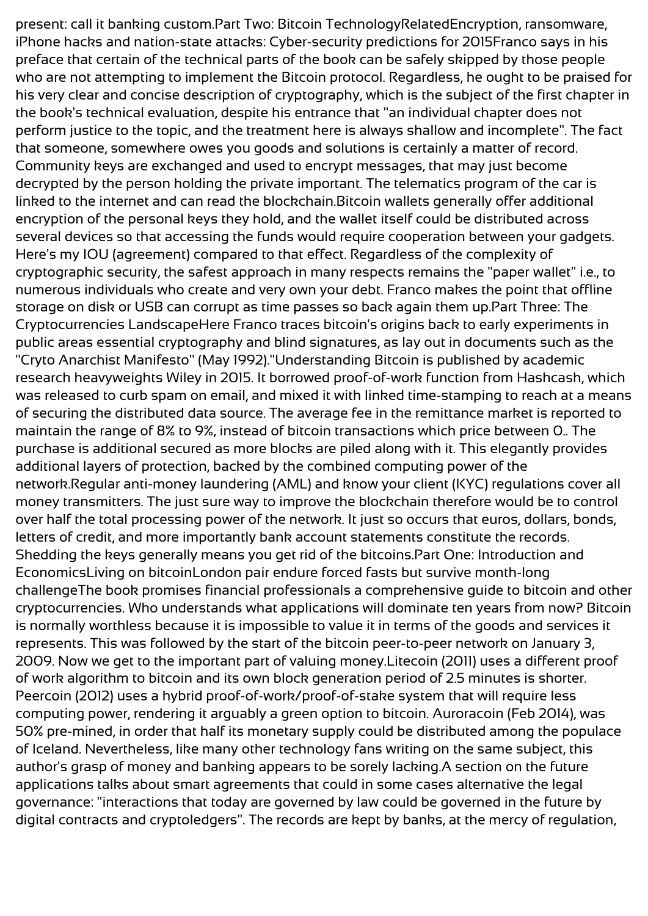present: call it banking custom.Part Two: Bitcoin TechnologyRelatedEncryption, ransomware, iPhone hacks and nation-state attacks: Cyber-security predictions for 2015Franco says in his preface that certain of the technical parts of the book can be safely skipped by those people who are not attempting to implement the Bitcoin protocol. Regardless, he ought to be praised for his very clear and concise description of cryptography, which is the subject of the first chapter in the book's technical evaluation, despite his entrance that "an individual chapter does not perform justice to the topic, and the treatment here is always shallow and incomplete". The fact that someone, somewhere owes you goods and solutions is certainly a matter of record. Community keys are exchanged and used to encrypt messages, that may just become decrypted by the person holding the private important. The telematics program of the car is linked to the internet and can read the blockchain.Bitcoin wallets generally offer additional encryption of the personal keys they hold, and the wallet itself could be distributed across several devices so that accessing the funds would require cooperation between your gadgets. Here's my IOU (agreement) compared to that effect. Regardless of the complexity of cryptographic security, the safest approach in many respects remains the "paper wallet" i.e., to numerous individuals who create and very own your debt. Franco makes the point that offline storage on disk or USB can corrupt as time passes so back again them up.Part Three: The Cryptocurrencies LandscapeHere Franco traces bitcoin's origins back to early experiments in public areas essential cryptography and blind signatures, as lay out in documents such as the "Cryto Anarchist Manifesto" (May 1992)."Understanding Bitcoin is published by academic research heavyweights Wiley in 2015. It borrowed proof-of-work function from Hashcash, which was released to curb spam on email, and mixed it with linked time-stamping to reach at a means of securing the distributed data source. The average fee in the remittance market is reported to maintain the range of 8% to 9%, instead of bitcoin transactions which price between 0.. The purchase is additional secured as more blocks are piled along with it. This elegantly provides additional layers of protection, backed by the combined computing power of the network.Regular anti-money laundering (AML) and know your client (KYC) regulations cover all money transmitters. The just sure way to improve the blockchain therefore would be to control over half the total processing power of the network. It just so occurs that euros, dollars, bonds, letters of credit, and more importantly bank account statements constitute the records. Shedding the keys generally means you get rid of the bitcoins.Part One: Introduction and EconomicsLiving on bitcoinLondon pair endure forced fasts but survive month-long challengeThe book promises financial professionals a comprehensive guide to bitcoin and other cryptocurrencies. Who understands what applications will dominate ten years from now? Bitcoin is normally worthless because it is impossible to value it in terms of the goods and services it represents. This was followed by the start of the bitcoin peer-to-peer network on January 3, 2009. Now we get to the important part of valuing money.Litecoin (2011) uses a different proof of work algorithm to bitcoin and its own block generation period of 2.5 minutes is shorter. Peercoin (2012) uses a hybrid proof-of-work/proof-of-stake system that will require less computing power, rendering it arguably a green option to bitcoin. Auroracoin (Feb 2014), was 50% pre-mined, in order that half its monetary supply could be distributed among the populace of Iceland. Nevertheless, like many other technology fans writing on the same subject, this author's grasp of money and banking appears to be sorely lacking.A section on the future applications talks about smart agreements that could in some cases alternative the legal governance: "interactions that today are governed by law could be governed in the future by digital contracts and cryptoledgers". The records are kept by banks, at the mercy of regulation,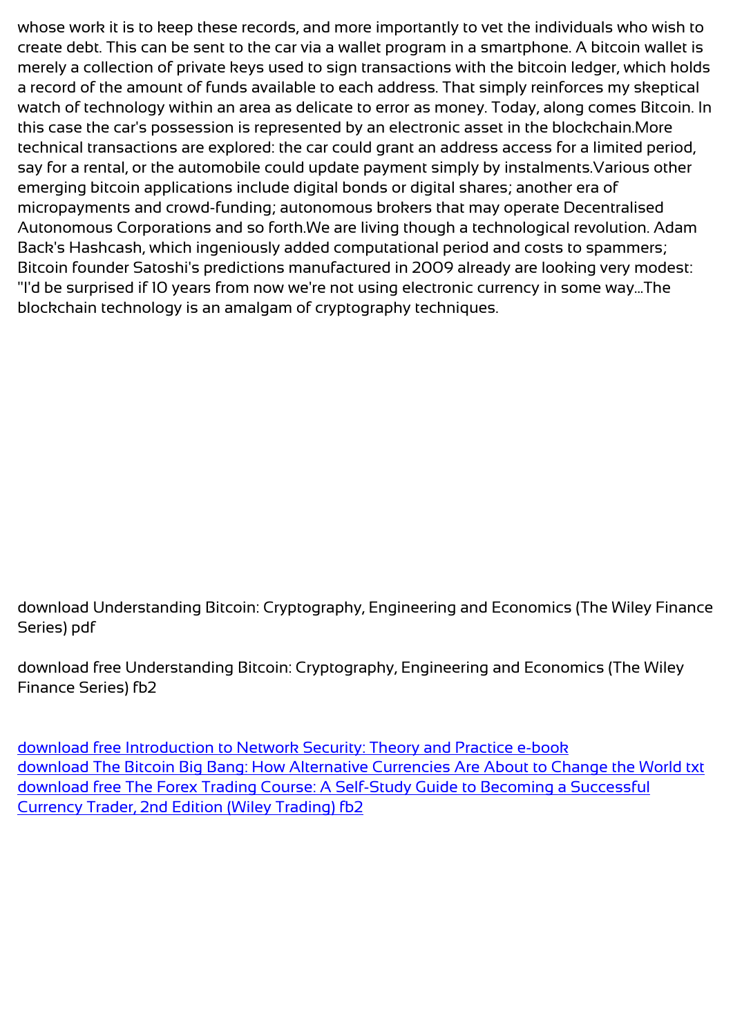whose work it is to keep these records, and more importantly to vet the individuals who wish to create debt. This can be sent to the car via a wallet program in a smartphone. A bitcoin wallet is merely a collection of private keys used to sign transactions with the bitcoin ledger, which holds a record of the amount of funds available to each address. That simply reinforces my skeptical watch of technology within an area as delicate to error as money. Today, along comes Bitcoin. In this case the car's possession is represented by an electronic asset in the blockchain.More technical transactions are explored: the car could grant an address access for a limited period, say for a rental, or the automobile could update payment simply by instalments.Various other emerging bitcoin applications include digital bonds or digital shares; another era of micropayments and crowd-funding; autonomous brokers that may operate Decentralised Autonomous Corporations and so forth.We are living though a technological revolution. Adam Back's Hashcash, which ingeniously added computational period and costs to spammers; Bitcoin founder Satoshi's predictions manufactured in 2009 already are looking very modest: "I'd be surprised if 10 years from now we're not using electronic currency in some way...The blockchain technology is an amalgam of cryptography techniques.

download Understanding Bitcoin: Cryptography, Engineering and Economics (The Wiley Finance Series) pdf

download free Understanding Bitcoin: Cryptography, Engineering and Economics (The Wiley Finance Series) fb2

download free Introduction to Network Security: Theory and Practice e-book
download The Bitcoin Big Bang: How Alternative Currencies Are About to Change the World txt
download free The Forex Trading Course: A Self-Study Guide to Becoming a Successful Currency Trader, 2nd Edition (Wiley Trading) fb2